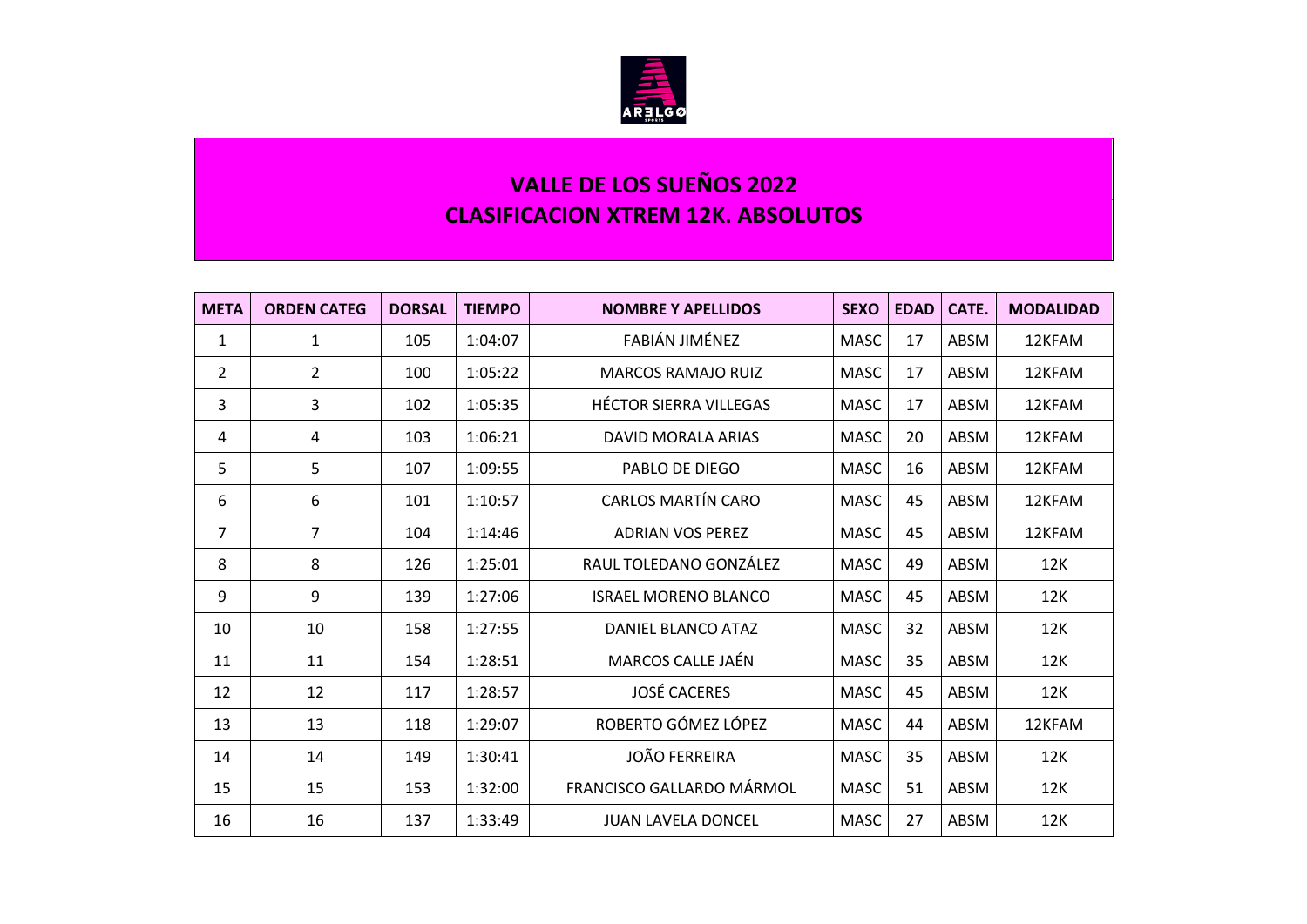# VALLE DE LOS SUEÑOS 2022
## CLASIFICACION XTREM 12K. ABSOLUTOS

| META | ORDEN CATEG | DORSAL | TIEMPO | NOMBRE Y APELLIDOS | SEXO | EDAD | CATE. | MODALIDAD |
|---|---|---|---|---|---|---|---|---|
| 1 | 1 | 105 | 1:04:07 | FABIÁN JIMÉNEZ | MASC | 17 | ABSM | 12KFAM |
| 2 | 2 | 100 | 1:05:22 | MARCOS RAMAJO RUIZ | MASC | 17 | ABSM | 12KFAM |
| 3 | 3 | 102 | 1:05:35 | HÉCTOR SIERRA VILLEGAS | MASC | 17 | ABSM | 12KFAM |
| 4 | 4 | 103 | 1:06:21 | DAVID MORALA ARIAS | MASC | 20 | ABSM | 12KFAM |
| 5 | 5 | 107 | 1:09:55 | PABLO DE DIEGO | MASC | 16 | ABSM | 12KFAM |
| 6 | 6 | 101 | 1:10:57 | CARLOS MARTÍN CARO | MASC | 45 | ABSM | 12KFAM |
| 7 | 7 | 104 | 1:14:46 | ADRIAN VOS PEREZ | MASC | 45 | ABSM | 12KFAM |
| 8 | 8 | 126 | 1:25:01 | RAUL TOLEDANO GONZÁLEZ | MASC | 49 | ABSM | 12K |
| 9 | 9 | 139 | 1:27:06 | ISRAEL MORENO BLANCO | MASC | 45 | ABSM | 12K |
| 10 | 10 | 158 | 1:27:55 | DANIEL BLANCO ATAZ | MASC | 32 | ABSM | 12K |
| 11 | 11 | 154 | 1:28:51 | MARCOS CALLE JAÉN | MASC | 35 | ABSM | 12K |
| 12 | 12 | 117 | 1:28:57 | JOSÉ CACERES | MASC | 45 | ABSM | 12K |
| 13 | 13 | 118 | 1:29:07 | ROBERTO GÓMEZ LÓPEZ | MASC | 44 | ABSM | 12KFAM |
| 14 | 14 | 149 | 1:30:41 | JOÃO FERREIRA | MASC | 35 | ABSM | 12K |
| 15 | 15 | 153 | 1:32:00 | FRANCISCO GALLARDO MÁRMOL | MASC | 51 | ABSM | 12K |
| 16 | 16 | 137 | 1:33:49 | JUAN LAVELA DONCEL | MASC | 27 | ABSM | 12K |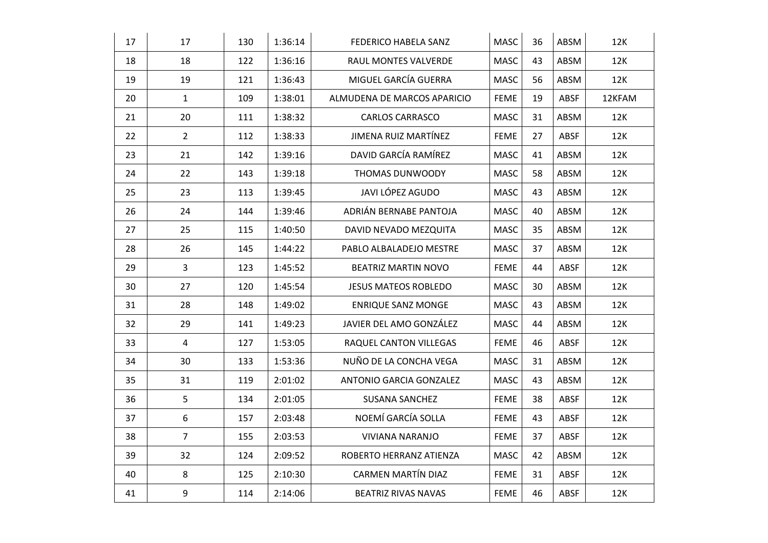| | | | | | | | | |
|---|---|---|---|---|---|---|---|---|
| 17 | 17 | 130 | 1:36:14 | FEDERICO HABELA SANZ | MASC | 36 | ABSM | 12K |
| 18 | 18 | 122 | 1:36:16 | RAUL MONTES VALVERDE | MASC | 43 | ABSM | 12K |
| 19 | 19 | 121 | 1:36:43 | MIGUEL GARCÍA GUERRA | MASC | 56 | ABSM | 12K |
| 20 | 1 | 109 | 1:38:01 | ALMUDENA DE MARCOS APARICIO | FEME | 19 | ABSF | 12KFAM |
| 21 | 20 | 111 | 1:38:32 | CARLOS CARRASCO | MASC | 31 | ABSM | 12K |
| 22 | 2 | 112 | 1:38:33 | JIMENA RUIZ MARTÍNEZ | FEME | 27 | ABSF | 12K |
| 23 | 21 | 142 | 1:39:16 | DAVID GARCÍA RAMÍREZ | MASC | 41 | ABSM | 12K |
| 24 | 22 | 143 | 1:39:18 | THOMAS DUNWOODY | MASC | 58 | ABSM | 12K |
| 25 | 23 | 113 | 1:39:45 | JAVI LÓPEZ AGUDO | MASC | 43 | ABSM | 12K |
| 26 | 24 | 144 | 1:39:46 | ADRIÁN BERNABE PANTOJA | MASC | 40 | ABSM | 12K |
| 27 | 25 | 115 | 1:40:50 | DAVID NEVADO MEZQUITA | MASC | 35 | ABSM | 12K |
| 28 | 26 | 145 | 1:44:22 | PABLO ALBALADEJO MESTRE | MASC | 37 | ABSM | 12K |
| 29 | 3 | 123 | 1:45:52 | BEATRIZ MARTIN NOVO | FEME | 44 | ABSF | 12K |
| 30 | 27 | 120 | 1:45:54 | JESUS MATEOS ROBLEDO | MASC | 30 | ABSM | 12K |
| 31 | 28 | 148 | 1:49:02 | ENRIQUE SANZ MONGE | MASC | 43 | ABSM | 12K |
| 32 | 29 | 141 | 1:49:23 | JAVIER DEL AMO GONZÁLEZ | MASC | 44 | ABSM | 12K |
| 33 | 4 | 127 | 1:53:05 | RAQUEL CANTON VILLEGAS | FEME | 46 | ABSF | 12K |
| 34 | 30 | 133 | 1:53:36 | NUÑO DE LA CONCHA VEGA | MASC | 31 | ABSM | 12K |
| 35 | 31 | 119 | 2:01:02 | ANTONIO GARCIA GONZALEZ | MASC | 43 | ABSM | 12K |
| 36 | 5 | 134 | 2:01:05 | SUSANA SANCHEZ | FEME | 38 | ABSF | 12K |
| 37 | 6 | 157 | 2:03:48 | NOEMÍ GARCÍA SOLLA | FEME | 43 | ABSF | 12K |
| 38 | 7 | 155 | 2:03:53 | VIVIANA NARANJO | FEME | 37 | ABSF | 12K |
| 39 | 32 | 124 | 2:09:52 | ROBERTO HERRANZ ATIENZA | MASC | 42 | ABSM | 12K |
| 40 | 8 | 125 | 2:10:30 | CARMEN MARTÍN DIAZ | FEME | 31 | ABSF | 12K |
| 41 | 9 | 114 | 2:14:06 | BEATRIZ RIVAS NAVAS | FEME | 46 | ABSF | 12K |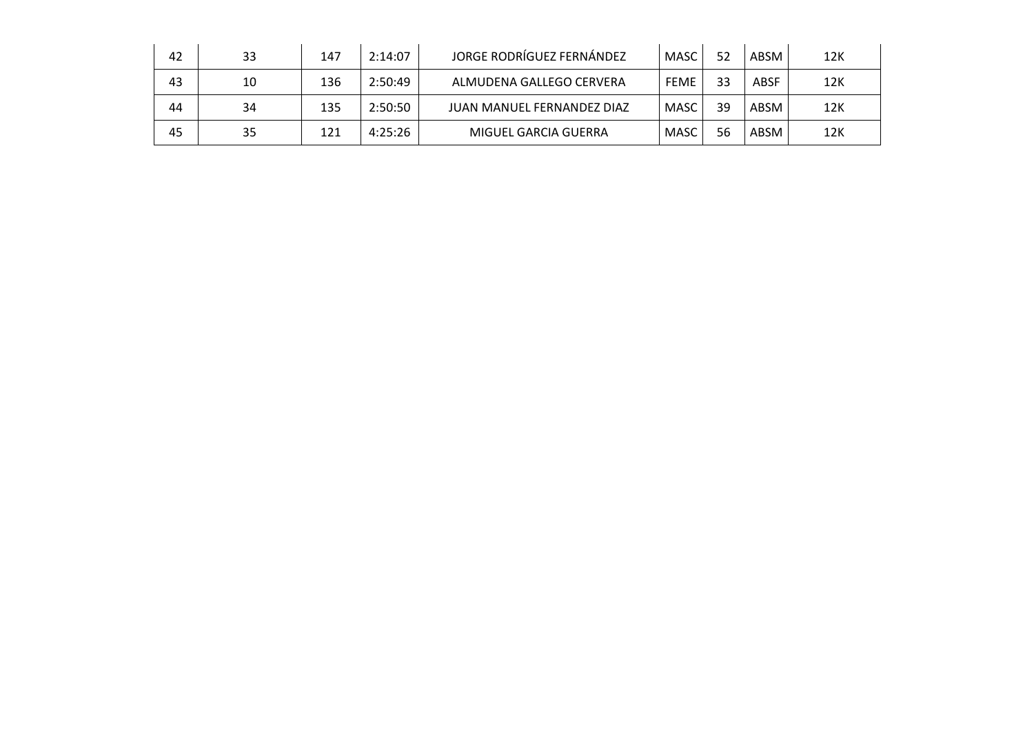| | | | | | | | | |
|---|---|---|---|---|---|---|---|---|
| 42 | 33 | 147 | 2:14:07 | JORGE RODRÍGUEZ FERNÁNDEZ | MASC | 52 | ABSM | 12K |
| 43 | 10 | 136 | 2:50:49 | ALMUDENA GALLEGO CERVERA | FEME | 33 | ABSF | 12K |
| 44 | 34 | 135 | 2:50:50 | JUAN MANUEL FERNANDEZ DIAZ | MASC | 39 | ABSM | 12K |
| 45 | 35 | 121 | 4:25:26 | MIGUEL GARCIA GUERRA | MASC | 56 | ABSM | 12K |